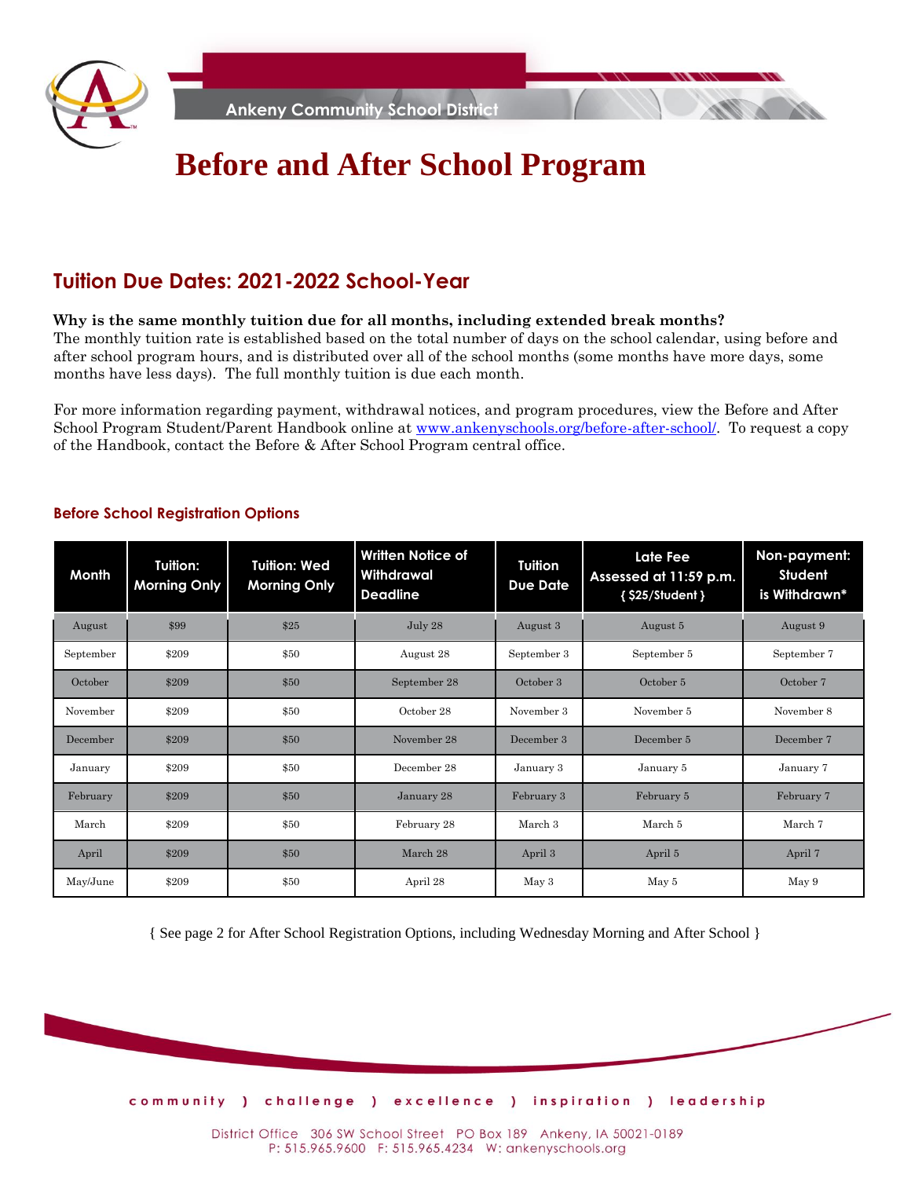Ankeny Community School District

# Before and After School Program

## Tuition Due Dates: 2021-2022 School-Year

**Why is the same monthly tuition due for all months, including extended break months?**
The monthly tuition rate is established based on the total number of days on the school calendar, using before and after school program hours, and is distributed over all of the school months (some months have more days, some months have less days). The full monthly tuition is due each month.

For more information regarding payment, withdrawal notices, and program procedures, view the Before and After School Program Student/Parent Handbook online at www.ankenyschools.org/before-after-school/. To request a copy of the Handbook, contact the Before & After School Program central office.

### Before School Registration Options

| Month | Tuition: Morning Only | Tuition: Wed Morning Only | Written Notice of Withdrawal Deadline | Tuition Due Date | Late Fee Assessed at 11:59 p.m. { $25/Student } | Non-payment: Student is Withdrawn* |
|---|---|---|---|---|---|---|
| August | $99 | $25 | July 28 | August 3 | August 5 | August 9 |
| September | $209 | $50 | August 28 | September 3 | September 5 | September 7 |
| October | $209 | $50 | September 28 | October 3 | October 5 | October 7 |
| November | $209 | $50 | October 28 | November 3 | November 5 | November 8 |
| December | $209 | $50 | November 28 | December 3 | December 5 | December 7 |
| January | $209 | $50 | December 28 | January 3 | January 5 | January 7 |
| February | $209 | $50 | January 28 | February 3 | February 5 | February 7 |
| March | $209 | $50 | February 28 | March 3 | March 5 | March 7 |
| April | $209 | $50 | March 28 | April 3 | April 5 | April 7 |
| May/June | $209 | $50 | April 28 | May 3 | May 5 | May 9 |

{ See page 2 for After School Registration Options, including Wednesday Morning and After School }

community ) challenge ) excellence ) inspiration ) leadership

District Office 306 SW School Street PO Box 189 Ankeny, IA 50021-0189
P: 515.965.9600 F: 515.965.4234 W: ankenyschools.org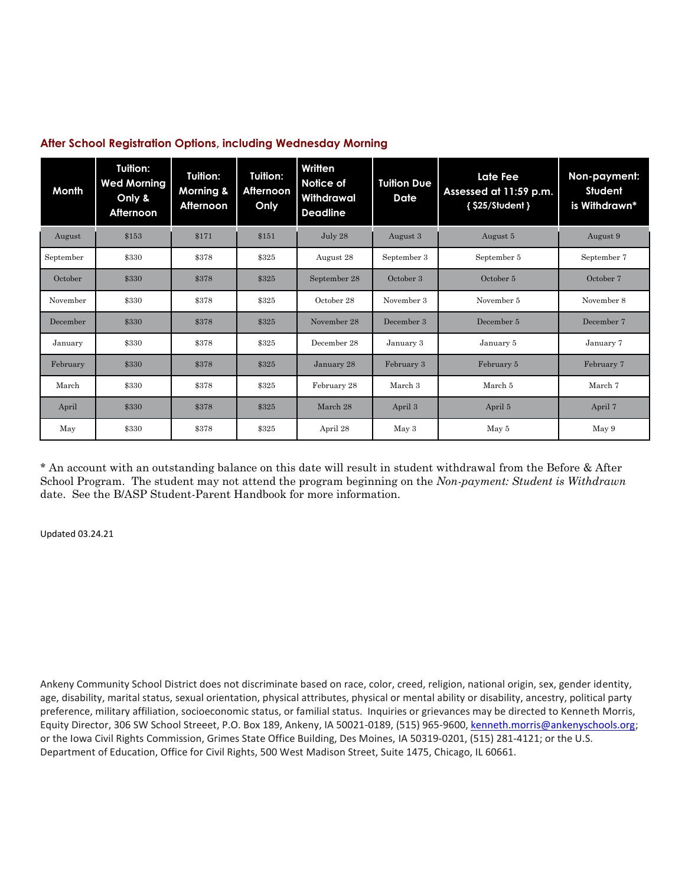## After School Registration Options, including Wednesday Morning

| Month | Tuition: Wed Morning Only & Afternoon | Tuition: Morning & Afternoon | Tuition: Afternoon Only | Written Notice of Withdrawal Deadline | Tuition Due Date | Late Fee Assessed at 11:59 p.m. { $25/Student } | Non-payment: Student is Withdrawn* |
|---|---|---|---|---|---|---|---|
| August | $153 | $171 | $151 | July 28 | August 3 | August 5 | August 9 |
| September | $330 | $378 | $325 | August 28 | September 3 | September 5 | September 7 |
| October | $330 | $378 | $325 | September 28 | October 3 | October 5 | October 7 |
| November | $330 | $378 | $325 | October 28 | November 3 | November 5 | November 8 |
| December | $330 | $378 | $325 | November 28 | December 3 | December 5 | December 7 |
| January | $330 | $378 | $325 | December 28 | January 3 | January 5 | January 7 |
| February | $330 | $378 | $325 | January 28 | February 3 | February 5 | February 7 |
| March | $330 | $378 | $325 | February 28 | March 3 | March 5 | March 7 |
| April | $330 | $378 | $325 | March 28 | April 3 | April 5 | April 7 |
| May | $330 | $378 | $325 | April 28 | May 3 | May 5 | May 9 |

* An account with an outstanding balance on this date will result in student withdrawal from the Before & After School Program. The student may not attend the program beginning on the *Non-payment: Student is Withdrawn* date. See the B/ASP Student-Parent Handbook for more information.

Updated 03.24.21

Ankeny Community School District does not discriminate based on race, color, creed, religion, national origin, sex, gender identity, age, disability, marital status, sexual orientation, physical attributes, physical or mental ability or disability, ancestry, political party preference, military affiliation, socioeconomic status, or familial status. Inquiries or grievances may be directed to Kenneth Morris, Equity Director, 306 SW School Streeet, P.O. Box 189, Ankeny, IA 50021-0189, (515) 965-9600, kenneth.morris@ankenyschools.org; or the Iowa Civil Rights Commission, Grimes State Office Building, Des Moines, IA 50319-0201, (515) 281-4121; or the U.S. Department of Education, Office for Civil Rights, 500 West Madison Street, Suite 1475, Chicago, IL 60661.